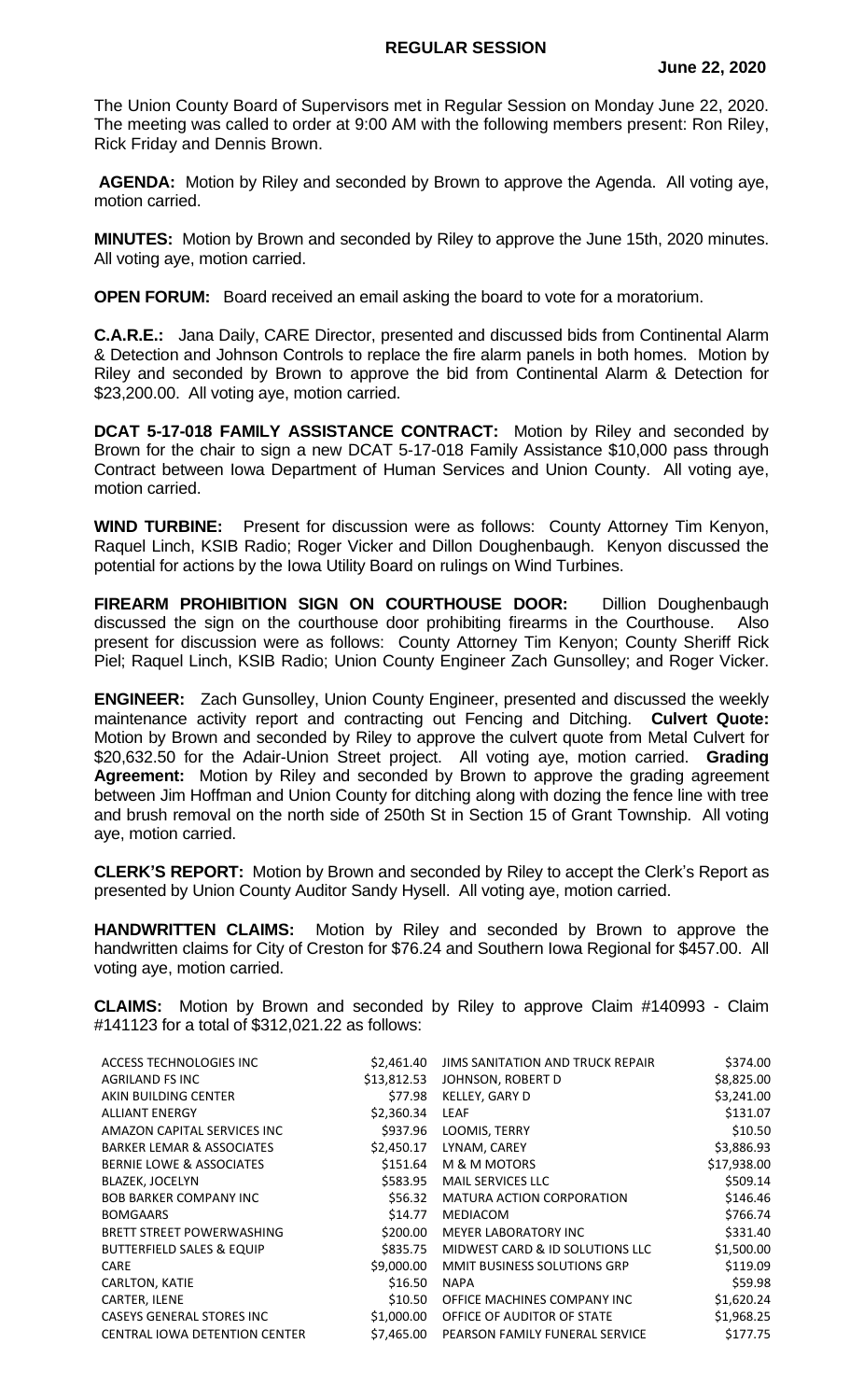# REGULAR SESSION

**June 22, 2020**

The Union County Board of Supervisors met in Regular Session on Monday June 22, 2020. The meeting was called to order at 9:00 AM with the following members present: Ron Riley, Rick Friday and Dennis Brown.

**AGENDA:** Motion by Riley and seconded by Brown to approve the Agenda. All voting aye, motion carried.

**MINUTES:** Motion by Brown and seconded by Riley to approve the June 15th, 2020 minutes. All voting aye, motion carried.

**OPEN FORUM:** Board received an email asking the board to vote for a moratorium.

**C.A.R.E.:** Jana Daily, CARE Director, presented and discussed bids from Continental Alarm & Detection and Johnson Controls to replace the fire alarm panels in both homes. Motion by Riley and seconded by Brown to approve the bid from Continental Alarm & Detection for $23,200.00. All voting aye, motion carried.

**DCAT 5-17-018 FAMILY ASSISTANCE CONTRACT:** Motion by Riley and seconded by Brown for the chair to sign a new DCAT 5-17-018 Family Assistance $10,000 pass through Contract between Iowa Department of Human Services and Union County. All voting aye, motion carried.

**WIND TURBINE:** Present for discussion were as follows: County Attorney Tim Kenyon, Raquel Linch, KSIB Radio; Roger Vicker and Dillon Doughenbaugh. Kenyon discussed the potential for actions by the Iowa Utility Board on rulings on Wind Turbines.

**FIREARM PROHIBITION SIGN ON COURTHOUSE DOOR:** Dillion Doughenbaugh discussed the sign on the courthouse door prohibiting firearms in the Courthouse. Also present for discussion were as follows: County Attorney Tim Kenyon; County Sheriff Rick Piel; Raquel Linch, KSIB Radio; Union County Engineer Zach Gunsolley; and Roger Vicker.

**ENGINEER:** Zach Gunsolley, Union County Engineer, presented and discussed the weekly maintenance activity report and contracting out Fencing and Ditching. **Culvert Quote:** Motion by Brown and seconded by Riley to approve the culvert quote from Metal Culvert for $20,632.50 for the Adair-Union Street project. All voting aye, motion carried. **Grading Agreement:** Motion by Riley and seconded by Brown to approve the grading agreement between Jim Hoffman and Union County for ditching along with dozing the fence line with tree and brush removal on the north side of 250th St in Section 15 of Grant Township. All voting aye, motion carried.

**CLERK'S REPORT:** Motion by Brown and seconded by Riley to accept the Clerk's Report as presented by Union County Auditor Sandy Hysell. All voting aye, motion carried.

**HANDWRITTEN CLAIMS:** Motion by Riley and seconded by Brown to approve the handwritten claims for City of Creston for $76.24 and Southern Iowa Regional for $457.00. All voting aye, motion carried.

**CLAIMS:** Motion by Brown and seconded by Riley to approve Claim #140993 - Claim #141123 for a total of $312,021.22 as follows:

| | | | |
|---|---|---|---|
| ACCESS TECHNOLOGIES INC | $2,461.40 | JIMS SANITATION AND TRUCK REPAIR | $374.00 |
| AGRILAND FS INC | $13,812.53 | JOHNSON, ROBERT D | $8,825.00 |
| AKIN BUILDING CENTER | $77.98 | KELLEY, GARY D | $3,241.00 |
| ALLIANT ENERGY | $2,360.34 | LEAF | $131.07 |
| AMAZON CAPITAL SERVICES INC | $937.96 | LOOMIS, TERRY | $10.50 |
| BARKER LEMAR & ASSOCIATES | $2,450.17 | LYNAM, CAREY | $3,886.93 |
| BERNIE LOWE & ASSOCIATES | $151.64 | M & M MOTORS | $17,938.00 |
| BLAZEK, JOCELYN | $583.95 | MAIL SERVICES LLC | $509.14 |
| BOB BARKER COMPANY INC | $56.32 | MATURA ACTION CORPORATION | $146.46 |
| BOMGAARS | $14.77 | MEDIACOM | $766.74 |
| BRETT STREET POWERWASHING | $200.00 | MEYER LABORATORY INC | $331.40 |
| BUTTERFIELD SALES & EQUIP | $835.75 | MIDWEST CARD & ID SOLUTIONS LLC | $1,500.00 |
| CARE | $9,000.00 | MMIT BUSINESS SOLUTIONS GRP | $119.09 |
| CARLTON, KATIE | $16.50 | NAPA | $59.98 |
| CARTER, ILENE | $10.50 | OFFICE MACHINES COMPANY INC | $1,620.24 |
| CASEYS GENERAL STORES INC | $1,000.00 | OFFICE OF AUDITOR OF STATE | $1,968.25 |
| CENTRAL IOWA DETENTION CENTER | $7,465.00 | PEARSON FAMILY FUNERAL SERVICE | $177.75 |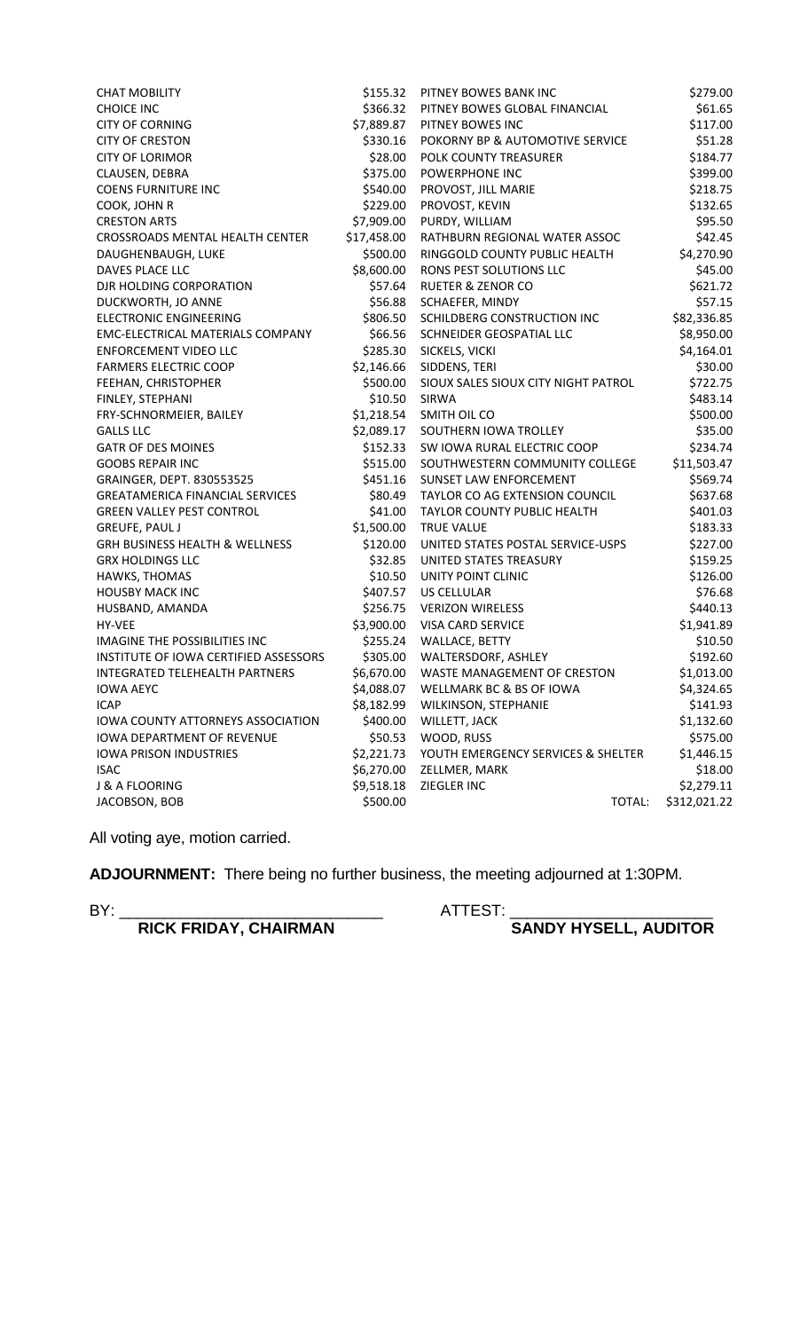| | | | |
|---|---|---|---|
| CHAT MOBILITY | $155.32 | PITNEY BOWES BANK INC | $279.00 |
| CHOICE INC | $366.32 | PITNEY BOWES GLOBAL FINANCIAL | $61.65 |
| CITY OF CORNING | $7,889.87 | PITNEY BOWES INC | $117.00 |
| CITY OF CRESTON | $330.16 | POKORNY BP & AUTOMOTIVE SERVICE | $51.28 |
| CITY OF LORIMOR | $28.00 | POLK COUNTY TREASURER | $184.77 |
| CLAUSEN, DEBRA | $375.00 | POWERPHONE INC | $399.00 |
| COENS FURNITURE INC | $540.00 | PROVOST, JILL MARIE | $218.75 |
| COOK, JOHN R | $229.00 | PROVOST, KEVIN | $132.65 |
| CRESTON ARTS | $7,909.00 | PURDY, WILLIAM | $95.50 |
| CROSSROADS MENTAL HEALTH CENTER | $17,458.00 | RATHBURN REGIONAL WATER ASSOC | $42.45 |
| DAUGHENBAUGH, LUKE | $500.00 | RINGGOLD COUNTY PUBLIC HEALTH | $4,270.90 |
| DAVES PLACE LLC | $8,600.00 | RONS PEST SOLUTIONS LLC | $45.00 |
| DJR HOLDING CORPORATION | $57.64 | RUETER & ZENOR CO | $621.72 |
| DUCKWORTH, JO ANNE | $56.88 | SCHAEFER, MINDY | $57.15 |
| ELECTRONIC ENGINEERING | $806.50 | SCHILDBERG CONSTRUCTION INC | $82,336.85 |
| EMC-ELECTRICAL MATERIALS COMPANY | $66.56 | SCHNEIDER GEOSPATIAL LLC | $8,950.00 |
| ENFORCEMENT VIDEO LLC | $285.30 | SICKELS, VICKI | $4,164.01 |
| FARMERS ELECTRIC COOP | $2,146.66 | SIDDENS, TERI | $30.00 |
| FEEHAN, CHRISTOPHER | $500.00 | SIOUX SALES SIOUX CITY NIGHT PATROL | $722.75 |
| FINLEY, STEPHANI | $10.50 | SIRWA | $483.14 |
| FRY-SCHNORMEIER, BAILEY | $1,218.54 | SMITH OIL CO | $500.00 |
| GALLS LLC | $2,089.17 | SOUTHERN IOWA TROLLEY | $35.00 |
| GATR OF DES MOINES | $152.33 | SW IOWA RURAL ELECTRIC COOP | $234.74 |
| GOOBS REPAIR INC | $515.00 | SOUTHWESTERN COMMUNITY COLLEGE | $11,503.47 |
| GRAINGER, DEPT. 830553525 | $451.16 | SUNSET LAW ENFORCEMENT | $569.74 |
| GREATAMERICA FINANCIAL SERVICES | $80.49 | TAYLOR CO AG EXTENSION COUNCIL | $637.68 |
| GREEN VALLEY PEST CONTROL | $41.00 | TAYLOR COUNTY PUBLIC HEALTH | $401.03 |
| GREUFE, PAUL J | $1,500.00 | TRUE VALUE | $183.33 |
| GRH BUSINESS HEALTH & WELLNESS | $120.00 | UNITED STATES POSTAL SERVICE-USPS | $227.00 |
| GRX HOLDINGS LLC | $32.85 | UNITED STATES TREASURY | $159.25 |
| HAWKS, THOMAS | $10.50 | UNITY POINT CLINIC | $126.00 |
| HOUSBY MACK INC | $407.57 | US CELLULAR | $76.68 |
| HUSBAND, AMANDA | $256.75 | VERIZON WIRELESS | $440.13 |
| HY-VEE | $3,900.00 | VISA CARD SERVICE | $1,941.89 |
| IMAGINE THE POSSIBILITIES INC | $255.24 | WALLACE, BETTY | $10.50 |
| INSTITUTE OF IOWA CERTIFIED ASSESSORS | $305.00 | WALTERSDORF, ASHLEY | $192.60 |
| INTEGRATED TELEHEALTH PARTNERS | $6,670.00 | WASTE MANAGEMENT OF CRESTON | $1,013.00 |
| IOWA AEYC | $4,088.07 | WELLMARK BC & BS OF IOWA | $4,324.65 |
| ICAP | $8,182.99 | WILKINSON, STEPHANIE | $141.93 |
| IOWA COUNTY ATTORNEYS ASSOCIATION | $400.00 | WILLETT, JACK | $1,132.60 |
| IOWA DEPARTMENT OF REVENUE | $50.53 | WOOD, RUSS | $575.00 |
| IOWA PRISON INDUSTRIES | $2,221.73 | YOUTH EMERGENCY SERVICES & SHELTER | $1,446.15 |
| ISAC | $6,270.00 | ZELLMER, MARK | $18.00 |
| J & A FLOORING | $9,518.18 | ZIEGLER INC | $2,279.11 |
| JACOBSON, BOB | $500.00 | TOTAL: | $312,021.22 |

All voting aye, motion carried.

**ADJOURNMENT:** There being no further business, the meeting adjourned at 1:30PM.

BY: _____________________________ ATTEST: _____________________

**RICK FRIDAY, CHAIRMAN** **SANDY HYSELL, AUDITOR**